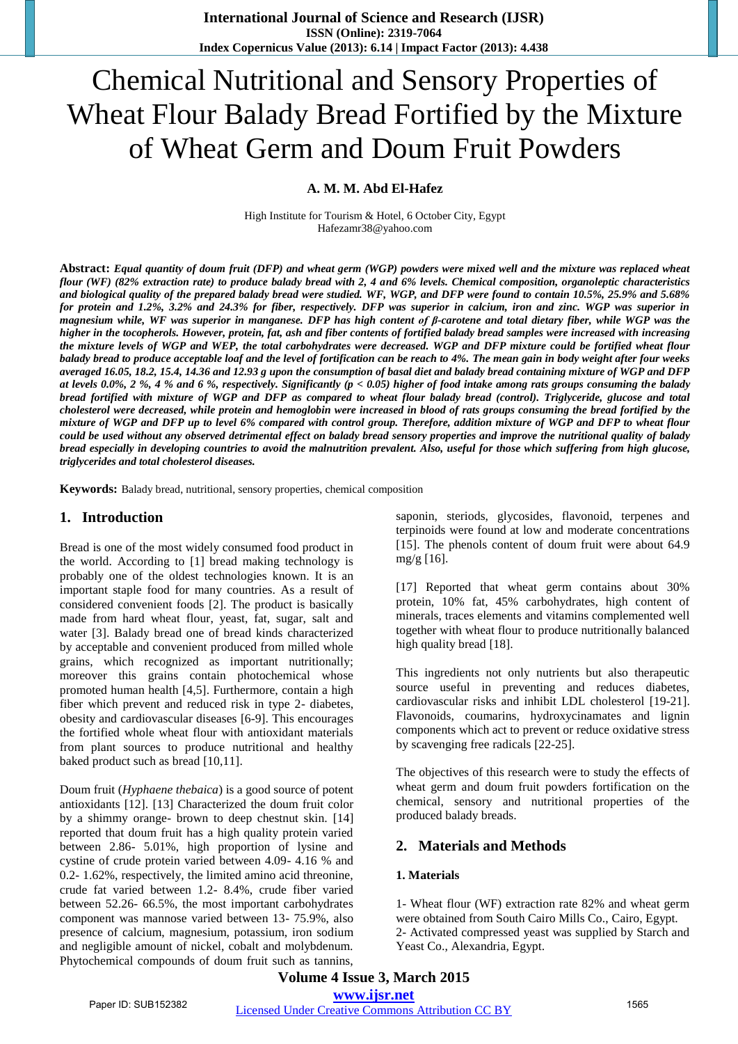# Chemical Nutritional and Sensory Properties of Wheat Flour Balady Bread Fortified by the Mixture of Wheat Germ and Doum Fruit Powders

**A. M. M. Abd El-Hafez**

High Institute for Tourism & Hotel, 6 October City, Egypt
Hafezamr38@yahoo.com

**Abstract:** ***Equal quantity of doum fruit (DFP) and wheat germ (WGP) powders were mixed well and the mixture was replaced wheat flour (WF) (82% extraction rate) to produce balady bread with 2, 4 and 6% levels. Chemical composition, organoleptic characteristics and biological quality of the prepared balady bread were studied. WF, WGP, and DFP were found to contain 10.5%, 25.9% and 5.68% for protein and 1.2%, 3.2% and 24.3% for fiber, respectively. DFP was superior in calcium, iron and zinc. WGP was superior in magnesium while, WF was superior in manganese. DFP has high content of β-carotene and total dietary fiber, while WGP was the higher in the tocopherols. However, protein, fat, ash and fiber contents of fortified balady bread samples were increased with increasing the mixture levels of WGP and WEP, the total carbohydrates were decreased. WGP and DFP mixture could be fortified wheat flour balady bread to produce acceptable loaf and the level of fortification can be reach to 4%. The mean gain in body weight after four weeks averaged 16.05, 18.2, 15.4, 14.36 and 12.93 g upon the consumption of basal diet and balady bread containing mixture of WGP and DFP at levels 0.0%, 2 %, 4 % and 6 %, respectively. Significantly ($p < 0.05$) higher of food intake among rats groups consuming the balady bread fortified with mixture of WGP and DFP as compared to wheat flour balady bread (control). Triglyceride, glucose and total cholesterol were decreased, while protein and hemoglobin were increased in blood of rats groups consuming the bread fortified by the mixture of WGP and DFP up to level 6% compared with control group. Therefore, addition mixture of WGP and DFP to wheat flour could be used without any observed detrimental effect on balady bread sensory properties and improve the nutritional quality of balady bread especially in developing countries to avoid the malnutrition prevalent. Also, useful for those which suffering from high glucose, triglycerides and total cholesterol diseases.***

**Keywords:** Balady bread, nutritional, sensory properties, chemical composition

## 1. Introduction

Bread is one of the most widely consumed food product in the world. According to [1] bread making technology is probably one of the oldest technologies known. It is an important staple food for many countries. As a result of considered convenient foods [2]. The product is basically made from hard wheat flour, yeast, fat, sugar, salt and water [3]. Balady bread one of bread kinds characterized by acceptable and convenient produced from milled whole grains, which recognized as important nutritionally; moreover this grains contain photochemical whose promoted human health [4,5]. Furthermore, contain a high fiber which prevent and reduced risk in type 2- diabetes, obesity and cardiovascular diseases [6-9]. This encourages the fortified whole wheat flour with antioxidant materials from plant sources to produce nutritional and healthy baked product such as bread [10,11].

Doum fruit (*Hyphaene thebaica*) is a good source of potent antioxidants [12]. [13] Characterized the doum fruit color by a shimmy orange- brown to deep chestnut skin. [14] reported that doum fruit has a high quality protein varied between 2.86- 5.01%, high proportion of lysine and cystine of crude protein varied between 4.09- 4.16 % and 0.2- 1.62%, respectively, the limited amino acid threonine, crude fat varied between 1.2- 8.4%, crude fiber varied between 52.26- 66.5%, the most important carbohydrates component was mannose varied between 13- 75.9%, also presence of calcium, magnesium, potassium, iron sodium and negligible amount of nickel, cobalt and molybdenum. Phytochemical compounds of doum fruit such as tannins, saponin, steriods, glycosides, flavonoid, terpenes and terpinoids were found at low and moderate concentrations [15]. The phenols content of doum fruit were about 64.9 mg/g [16].

[17] Reported that wheat germ contains about 30% protein, 10% fat, 45% carbohydrates, high content of minerals, traces elements and vitamins complemented well together with wheat flour to produce nutritionally balanced high quality bread [18].

This ingredients not only nutrients but also therapeutic source useful in preventing and reduces diabetes, cardiovascular risks and inhibit LDL cholesterol [19-21]. Flavonoids, coumarins, hydroxycinamates and lignin components which act to prevent or reduce oxidative stress by scavenging free radicals [22-25].

The objectives of this research were to study the effects of wheat germ and doum fruit powders fortification on the chemical, sensory and nutritional properties of the produced balady breads.

## 2. Materials and Methods

### 1. Materials

1- Wheat flour (WF) extraction rate 82% and wheat germ were obtained from South Cairo Mills Co., Cairo, Egypt.
2- Activated compressed yeast was supplied by Starch and Yeast Co., Alexandria, Egypt.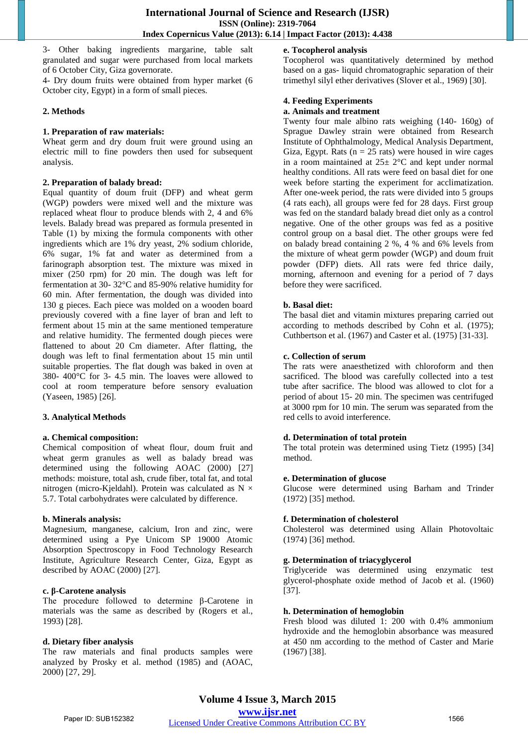3- Other baking ingredients margarine, table salt granulated and sugar were purchased from local markets of 6 October City, Giza governorate.

4- Dry doum fruits were obtained from hyper market (6 October city, Egypt) in a form of small pieces.

## 2. Methods

### 1. Preparation of raw materials:

Wheat germ and dry doum fruit were ground using an electric mill to fine powders then used for subsequent analysis.

### 2. Preparation of balady bread:

Equal quantity of doum fruit (DFP) and wheat germ (WGP) powders were mixed well and the mixture was replaced wheat flour to produce blends with 2, 4 and 6% levels. Balady bread was prepared as formula presented in Table (1) by mixing the formula components with other ingredients which are 1% dry yeast, 2% sodium chloride, 6% sugar, 1% fat and water as determined from a farinograph absorption test. The mixture was mixed in mixer (250 rpm) for 20 min. The dough was left for fermentation at 30- 32°C and 85-90% relative humidity for 60 min. After fermentation, the dough was divided into 130 g pieces. Each piece was molded on a wooden board previously covered with a fine layer of bran and left to ferment about 15 min at the same mentioned temperature and relative humidity. The fermented dough pieces were flattened to about 20 Cm diameter. After flatting, the dough was left to final fermentation about 15 min until suitable properties. The flat dough was baked in oven at 380- 400°C for 3- 4.5 min. The loaves were allowed to cool at room temperature before sensory evaluation (Yaseen, 1985) [26].

### 3. Analytical Methods

#### a. Chemical composition:

Chemical composition of wheat flour, doum fruit and wheat germ granules as well as balady bread was determined using the following AOAC (2000) [27] methods: moisture, total ash, crude fiber, total fat, and total nitrogen (micro-Kjeldahl). Protein was calculated as N × 5.7. Total carbohydrates were calculated by difference.

#### b. Minerals analysis:

Magnesium, manganese, calcium, Iron and zinc, were determined using a Pye Unicom SP 19000 Atomic Absorption Spectroscopy in Food Technology Research Institute, Agriculture Research Center, Giza, Egypt as described by AOAC (2000) [27].

#### c. β-Carotene analysis

The procedure followed to determine β-Carotene in materials was the same as described by (Rogers et al., 1993) [28].

#### d. Dietary fiber analysis

The raw materials and final products samples were analyzed by Prosky et al. method (1985) and (AOAC, 2000) [27, 29].

#### e. Tocopherol analysis

Tocopherol was quantitatively determined by method based on a gas- liquid chromatographic separation of their trimethyl silyl ether derivatives (Slover et al., 1969) [30].

### 4. Feeding Experiments

#### a. Animals and treatment

Twenty four male albino rats weighing (140- 160g) of Sprague Dawley strain were obtained from Research Institute of Ophthalmology, Medical Analysis Department, Giza, Egypt. Rats (n = 25 rats) were housed in wire cages in a room maintained at 25± 2°C and kept under normal healthy conditions. All rats were feed on basal diet for one week before starting the experiment for acclimatization. After one-week period, the rats were divided into 5 groups (4 rats each), all groups were fed for 28 days. First group was fed on the standard balady bread diet only as a control negative. One of the other groups was fed as a positive control group on a basal diet. The other groups were fed on balady bread containing 2 %, 4 % and 6% levels from the mixture of wheat germ powder (WGP) and doum fruit powder (DFP) diets. All rats were fed thrice daily, morning, afternoon and evening for a period of 7 days before they were sacrificed.

#### b. Basal diet:

The basal diet and vitamin mixtures preparing carried out according to methods described by Cohn et al. (1975); Cuthbertson et al. (1967) and Caster et al. (1975) [31-33].

#### c. Collection of serum

The rats were anaesthetized with chloroform and then sacrificed. The blood was carefully collected into a test tube after sacrifice. The blood was allowed to clot for a period of about 15- 20 min. The specimen was centrifuged at 3000 rpm for 10 min. The serum was separated from the red cells to avoid interference.

#### d. Determination of total protein

The total protein was determined using Tietz (1995) [34] method.

#### e. Determination of glucose

Glucose were determined using Barham and Trinder (1972) [35] method.

#### f. Determination of cholesterol

Cholesterol was determined using Allain Photovoltaic (1974) [36] method.

#### g. Determination of triacyglycerol

Triglyceride was determined using enzymatic test glycerol-phosphate oxide method of Jacob et al. (1960) [37].

#### h. Determination of hemoglobin

Fresh blood was diluted 1: 200 with 0.4% ammonium hydroxide and the hemoglobin absorbance was measured at 450 nm according to the method of Caster and Marie (1967) [38].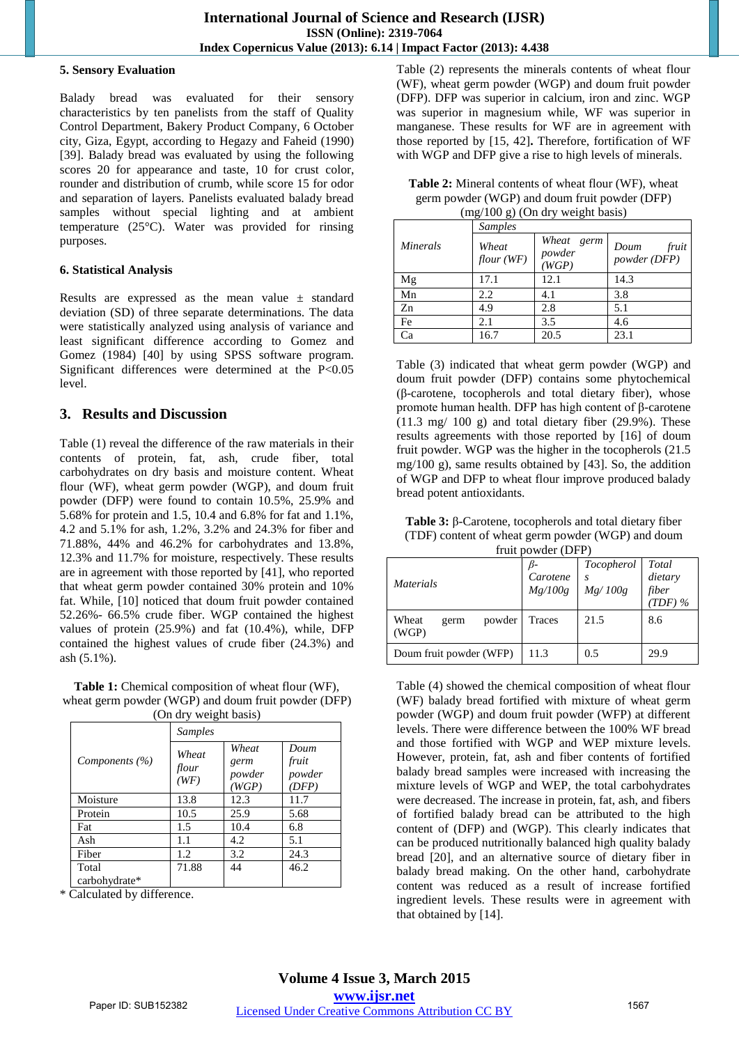### 5. Sensory Evaluation

Balady bread was evaluated for their sensory characteristics by ten panelists from the staff of Quality Control Department, Bakery Product Company, 6 October city, Giza, Egypt, according to Hegazy and Faheid (1990) [39]. Balady bread was evaluated by using the following scores 20 for appearance and taste, 10 for crust color, rounder and distribution of crumb, while score 15 for odor and separation of layers. Panelists evaluated balady bread samples without special lighting and at ambient temperature (25°C). Water was provided for rinsing purposes.

### 6. Statistical Analysis

Results are expressed as the mean value ± standard deviation (SD) of three separate determinations. The data were statistically analyzed using analysis of variance and least significant difference according to Gomez and Gomez (1984) [40] by using SPSS software program. Significant differences were determined at the P<0.05 level.

## 3. Results and Discussion

Table (1) reveal the difference of the raw materials in their contents of protein, fat, ash, crude fiber, total carbohydrates on dry basis and moisture content. Wheat flour (WF), wheat germ powder (WGP), and doum fruit powder (DFP) were found to contain 10.5%, 25.9% and 5.68% for protein and 1.5, 10.4 and 6.8% for fat and 1.1%, 4.2 and 5.1% for ash, 1.2%, 3.2% and 24.3% for fiber and 71.88%, 44% and 46.2% for carbohydrates and 13.8%, 12.3% and 11.7% for moisture, respectively. These results are in agreement with those reported by [41], who reported that wheat germ powder contained 30% protein and 10% fat. While, [10] noticed that doum fruit powder contained 52.26%- 66.5% crude fiber. WGP contained the highest values of protein (25.9%) and fat (10.4%), while, DFP contained the highest values of crude fiber (24.3%) and ash (5.1%).

**Table 1:** Chemical composition of wheat flour (WF), wheat germ powder (WGP) and doum fruit powder (DFP) (On dry weight basis)

| *Components (%)* | *Samples* | | |
|---|---|---|---|
| | *Wheat flour (WF)* | *Wheat germ powder (WGP)* | *Doum fruit powder (DFP)* |
| Moisture | 13.8 | 12.3 | 11.7 |
| Protein | 10.5 | 25.9 | 5.68 |
| Fat | 1.5 | 10.4 | 6.8 |
| Ash | 1.1 | 4.2 | 5.1 |
| Fiber | 1.2 | 3.2 | 24.3 |
| Total carbohydrate* | 71.88 | 44 | 46.2 |

* Calculated by difference.

Table (2) represents the minerals contents of wheat flour (WF), wheat germ powder (WGP) and doum fruit powder (DFP). DFP was superior in calcium, iron and zinc. WGP was superior in magnesium while, WF was superior in manganese. These results for WF are in agreement with those reported by [15, 42]**.** Therefore, fortification of WF with WGP and DFP give a rise to high levels of minerals.

**Table 2:** Mineral contents of wheat flour (WF), wheat germ powder (WGP) and doum fruit powder (DFP) (mg/100 g) (On dry weight basis)

| *Minerals* | *Samples* | | |
|---|---|---|---|
| | *Wheat flour (WF)* | *Wheat germ powder (WGP)* | *Doum fruit powder (DFP)* |
| Mg | 17.1 | 12.1 | 14.3 |
| Mn | 2.2 | 4.1 | 3.8 |
| Zn | 4.9 | 2.8 | 5.1 |
| Fe | 2.1 | 3.5 | 4.6 |
| Ca | 16.7 | 20.5 | 23.1 |

Table (3) indicated that wheat germ powder (WGP) and doum fruit powder (DFP) contains some phytochemical (β-carotene, tocopherols and total dietary fiber), whose promote human health. DFP has high content of β-carotene (11.3 mg/ 100 g) and total dietary fiber (29.9%). These results agreements with those reported by [16] of doum fruit powder. WGP was the higher in the tocopherols (21.5 mg/100 g), same results obtained by [43]. So, the addition of WGP and DFP to wheat flour improve produced balady bread potent antioxidants.

**Table 3:** β-Carotene, tocopherols and total dietary fiber (TDF) content of wheat germ powder (WGP) and doum fruit powder (DFP)

| *Materials* | *β-Carotene Mg/100g* | *Tocopherols Mg/ 100g* | *Total dietary fiber (TDF) %* |
|---|---|---|---|
| Wheat germ powder (WGP) | Traces | 21.5 | 8.6 |
| Doum fruit powder (WFP) | 11.3 | 0.5 | 29.9 |

Table (4) showed the chemical composition of wheat flour (WF) balady bread fortified with mixture of wheat germ powder (WGP) and doum fruit powder (WFP) at different levels. There were difference between the 100% WF bread and those fortified with WGP and WEP mixture levels. However, protein, fat, ash and fiber contents of fortified balady bread samples were increased with increasing the mixture levels of WGP and WEP, the total carbohydrates were decreased. The increase in protein, fat, ash, and fibers of fortified balady bread can be attributed to the high content of (DFP) and (WGP). This clearly indicates that can be produced nutritionally balanced high quality balady bread [20], and an alternative source of dietary fiber in balady bread making. On the other hand, carbohydrate content was reduced as a result of increase fortified ingredient levels. These results were in agreement with that obtained by [14].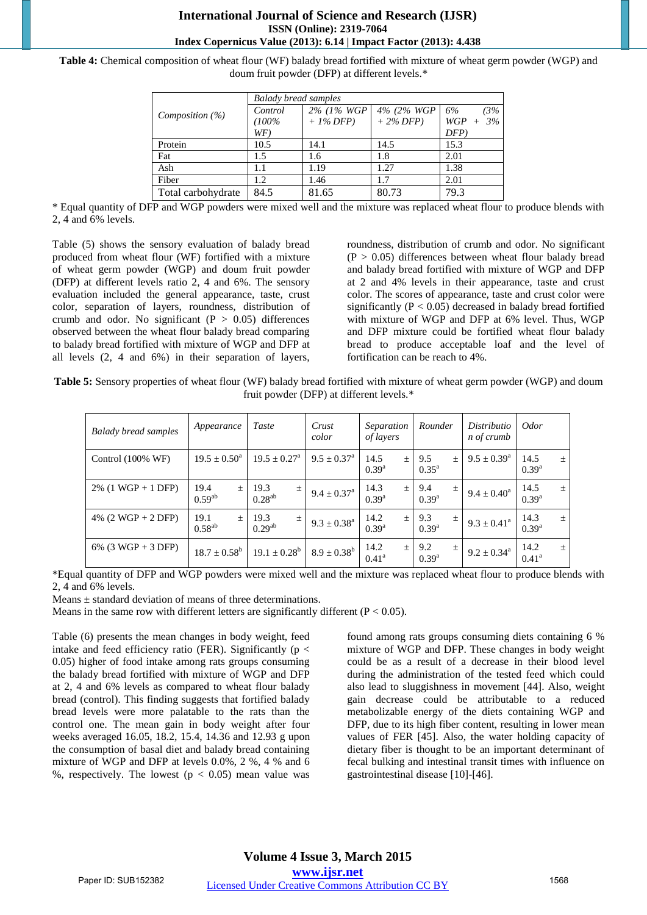**Table 4:** Chemical composition of wheat flour (WF) balady bread fortified with mixture of wheat germ powder (WGP) and doum fruit powder (DFP) at different levels.*

| *Composition (%)* | *Balady bread samples* | | | |
|---|---|---|---|---|
| | *Control (100% WF)* | *2% (1% WGP + 1% DFP)* | *4% (2% WGP + 2% DFP)* | *6% (3% WGP + 3% DFP)* |
| Protein | 10.5 | 14.1 | 14.5 | 15.3 |
| Fat | 1.5 | 1.6 | 1.8 | 2.01 |
| Ash | 1.1 | 1.19 | 1.27 | 1.38 |
| Fiber | 1.2 | 1.46 | 1.7 | 2.01 |
| Total carbohydrate | 84.5 | 81.65 | 80.73 | 79.3 |

\* Equal quantity of DFP and WGP powders were mixed well and the mixture was replaced wheat flour to produce blends with 2, 4 and 6% levels.

Table (5) shows the sensory evaluation of balady bread produced from wheat flour (WF) fortified with a mixture of wheat germ powder (WGP) and doum fruit powder (DFP) at different levels ratio 2, 4 and 6%. The sensory evaluation included the general appearance, taste, crust color, separation of layers, roundness, distribution of crumb and odor. No significant ($P > 0.05$) differences observed between the wheat flour balady bread comparing to balady bread fortified with mixture of WGP and DFP at all levels (2, 4 and 6%) in their separation of layers, roundness, distribution of crumb and odor. No significant ($P > 0.05$) differences between wheat flour balady bread and balady bread fortified with mixture of WGP and DFP at 2 and 4% levels in their appearance, taste and crust color. The scores of appearance, taste and crust color were significantly ($P < 0.05$) decreased in balady bread fortified with mixture of WGP and DFP at 6% level. Thus, WGP and DFP mixture could be fortified wheat flour balady bread to produce acceptable loaf and the level of fortification can be reach to 4%.

**Table 5:** Sensory properties of wheat flour (WF) balady bread fortified with mixture of wheat germ powder (WGP) and doum fruit powder (DFP) at different levels.*

| *Balady bread samples* | *Appearance* | *Taste* | *Crust color* | *Separation of layers* | *Rounder* | *Distribution of crumb* | *Odor* |
|---|---|---|---|---|---|---|---|
| Control (100% WF) | $19.5 \pm 0.50^{a}$ | $19.5 \pm 0.27^{a}$ | $9.5 \pm 0.37^{a}$ | $14.5 \pm 0.39^{a}$ | $9.5 \pm 0.35^{a}$ | $9.5 \pm 0.39^{a}$ | $14.5 \pm 0.39^{a}$ |
| 2% (1 WGP + 1 DFP) | $19.4 \pm 0.59^{ab}$ | $19.3 \pm 0.28^{ab}$ | $9.4 \pm 0.37^{a}$ | $14.3 \pm 0.39^{a}$ | $9.4 \pm 0.39^{a}$ | $9.4 \pm 0.40^{a}$ | $14.5 \pm 0.39^{a}$ |
| 4% (2 WGP + 2 DFP) | $19.1 \pm 0.58^{ab}$ | $19.3 \pm 0.29^{ab}$ | $9.3 \pm 0.38^{a}$ | $14.2 \pm 0.39^{a}$ | $9.3 \pm 0.39^{a}$ | $9.3 \pm 0.41^{a}$ | $14.3 \pm 0.39^{a}$ |
| 6% (3 WGP + 3 DFP) | $18.7 \pm 0.58^{b}$ | $19.1 \pm 0.28^{b}$ | $8.9 \pm 0.38^{b}$ | $14.2 \pm 0.41^{a}$ | $9.2 \pm 0.39^{a}$ | $9.2 \pm 0.34^{a}$ | $14.2 \pm 0.41^{a}$ |

\*Equal quantity of DFP and WGP powders were mixed well and the mixture was replaced wheat flour to produce blends with 2, 4 and 6% levels.

Means ± standard deviation of means of three determinations.

Means in the same row with different letters are significantly different ($P < 0.05$).

Table (6) presents the mean changes in body weight, feed intake and feed efficiency ratio (FER). Significantly ($p < 0.05$) higher of food intake among rats groups consuming the balady bread fortified with mixture of WGP and DFP at 2, 4 and 6% levels as compared to wheat flour balady bread (control). This finding suggests that fortified balady bread levels were more palatable to the rats than the control one. The mean gain in body weight after four weeks averaged 16.05, 18.2, 15.4, 14.36 and 12.93 g upon the consumption of basal diet and balady bread containing mixture of WGP and DFP at levels 0.0%, 2 %, 4 % and 6 %, respectively. The lowest ($p < 0.05$) mean value was found among rats groups consuming diets containing 6 % mixture of WGP and DFP. These changes in body weight could be as a result of a decrease in their blood level during the administration of the tested feed which could also lead to sluggishness in movement [44]. Also, weight gain decrease could be attributable to a reduced metabolizable energy of the diets containing WGP and DFP, due to its high fiber content, resulting in lower mean values of FER [45]. Also, the water holding capacity of dietary fiber is thought to be an important determinant of fecal bulking and intestinal transit times with influence on gastrointestinal disease [10]-[46].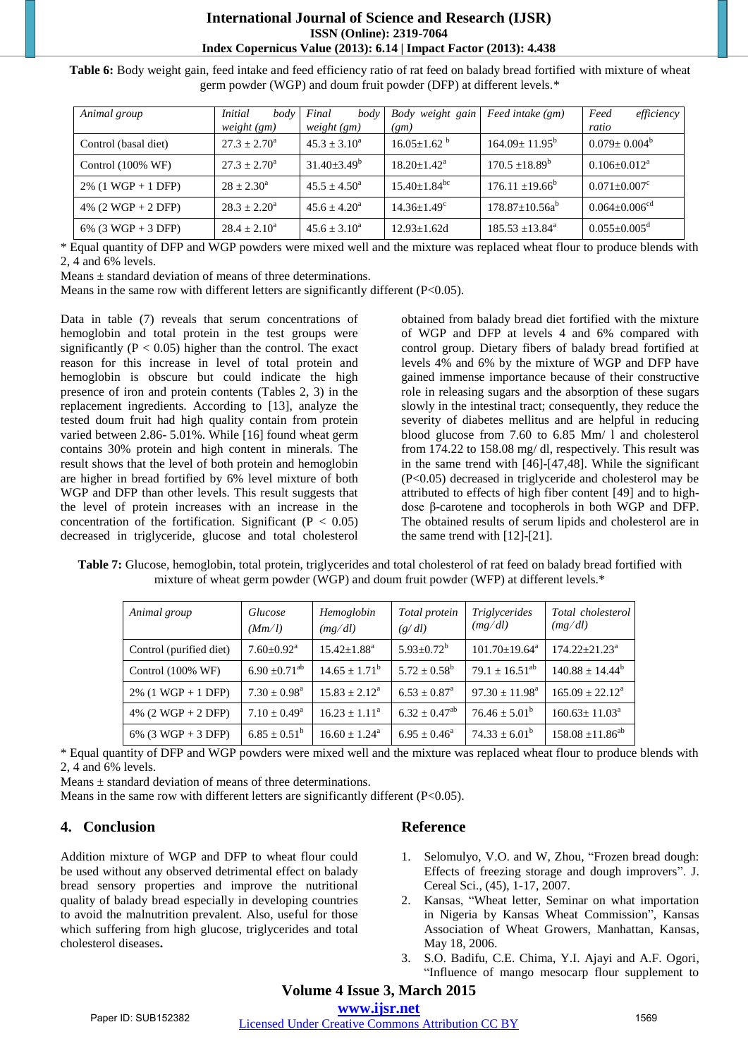**Table 6:** Body weight gain, feed intake and feed efficiency ratio of rat feed on balady bread fortified with mixture of wheat germ powder (WGP) and doum fruit powder (DFP) at different levels.*

| *Animal group* | *Initial body weight (gm)* | *Final body weight (gm)* | *Body weight gain (gm)* | *Feed intake (gm)* | *Feed efficiency ratio* |
|---|---|---|---|---|---|
| Control (basal diet) | 27.3 ± 2.70[a] | 45.3 ± 3.10[a] | 16.05±1.62 [b] | 164.09± 11.95[b] | 0.079± 0.004[b] |
| Control (100% WF) | 27.3 ± 2.70[a] | 31.40±3.49[b] | 18.20±1.42[a] | 170.5 ±18.89[b] | 0.106±0.012[a] |
| 2% (1 WGP + 1 DFP) | 28 ± 2.30[a] | 45.5 ± 4.50[a] | 15.40±1.84[bc] | 176.11 ±19.66[b] | 0.071±0.007[c] |
| 4% (2 WGP + 2 DFP) | 28.3 ± 2.20[a] | 45.6 ± 4.20[a] | 14.36±1.49[c] | 178.87±10.56a[b] | 0.064±0.006[cd] |
| 6% (3 WGP + 3 DFP) | 28.4 ± 2.10[a] | 45.6 ± 3.10[a] | 12.93±1.62d | 185.53 ±13.84[a] | 0.055±0.005[d] |

\* Equal quantity of DFP and WGP powders were mixed well and the mixture was replaced wheat flour to produce blends with 2, 4 and 6% levels.

Means ± standard deviation of means of three determinations.

Means in the same row with different letters are significantly different (P<0.05).

Data in table (7) reveals that serum concentrations of hemoglobin and total protein in the test groups were significantly (P < 0.05) higher than the control. The exact reason for this increase in level of total protein and hemoglobin is obscure but could indicate the high presence of iron and protein contents (Tables 2, 3) in the replacement ingredients. According to [13], analyze the tested doum fruit had high quality contain from protein varied between 2.86- 5.01%. While [16] found wheat germ contains 30% protein and high content in minerals. The result shows that the level of both protein and hemoglobin are higher in bread fortified by 6% level mixture of both WGP and DFP than other levels. This result suggests that the level of protein increases with an increase in the concentration of the fortification. Significant (P < 0.05) decreased in triglyceride, glucose and total cholesterol obtained from balady bread diet fortified with the mixture of WGP and DFP at levels 4 and 6% compared with control group. Dietary fibers of balady bread fortified at levels 4% and 6% by the mixture of WGP and DFP have gained immense importance because of their constructive role in releasing sugars and the absorption of these sugars slowly in the intestinal tract; consequently, they reduce the severity of diabetes mellitus and are helpful in reducing blood glucose from 7.60 to 6.85 Mm/ l and cholesterol from 174.22 to 158.08 mg/ dl, respectively. This result was in the same trend with [46]-[47,48]. While the significant (P<0.05) decreased in triglyceride and cholesterol may be attributed to effects of high fiber content [49] and to high-dose β-carotene and tocopherols in both WGP and DFP. The obtained results of serum lipids and cholesterol are in the same trend with [12]-[21].

**Table 7:** Glucose, hemoglobin, total protein, triglycerides and total cholesterol of rat feed on balady bread fortified with mixture of wheat germ powder (WGP) and doum fruit powder (WFP) at different levels.*

| *Animal group* | *Glucose (Mm/l)* | *Hemoglobin (mg/dl)* | *Total protein (g/ dl)* | *Triglycerides (mg/dl)* | *Total cholesterol (mg/dl)* |
|---|---|---|---|---|---|
| Control (purified diet) | 7.60±0.92[a] | 15.42±1.88[a] | 5.93±0.72[b] | 101.70±19.64[a] | 174.22±21.23[a] |
| Control (100% WF) | 6.90 ±0.71[ab] | 14.65 ± 1.71[b] | 5.72 ± 0.58[b] | 79.1 ± 16.51[ab] | 140.88 ± 14.44[b] |
| 2% (1 WGP + 1 DFP) | 7.30 ± 0.98[a] | 15.83 ± 2.12[a] | 6.53 ± 0.87[a] | 97.30 ± 11.98[a] | 165.09 ± 22.12[a] |
| 4% (2 WGP + 2 DFP) | 7.10 ± 0.49[a] | 16.23 ± 1.11[a] | 6.32 ± 0.47[ab] | 76.46 ± 5.01[b] | 160.63± 11.03[a] |
| 6% (3 WGP + 3 DFP) | 6.85 ± 0.51[b] | 16.60 ± 1.24[a] | 6.95 ± 0.46[a] | 74.33 ± 6.01[b] | 158.08 ±11.86[ab] |

\* Equal quantity of DFP and WGP powders were mixed well and the mixture was replaced wheat flour to produce blends with 2, 4 and 6% levels.

Means ± standard deviation of means of three determinations.

Means in the same row with different letters are significantly different (P<0.05).

## 4. Conclusion

Addition mixture of WGP and DFP to wheat flour could be used without any observed detrimental effect on balady bread sensory properties and improve the nutritional quality of balady bread especially in developing countries to avoid the malnutrition prevalent. Also, useful for those which suffering from high glucose, triglycerides and total cholesterol diseases**.**

## Reference

1. Selomulyo, V.O. and W, Zhou, "Frozen bread dough: Effects of freezing storage and dough improvers". J. Cereal Sci., (45), 1-17, 2007.
2. Kansas, "Wheat letter, Seminar on what importation in Nigeria by Kansas Wheat Commission", Kansas Association of Wheat Growers, Manhattan, Kansas, May 18, 2006.
3. S.O. Badifu, C.E. Chima, Y.I. Ajayi and A.F. Ogori, "Influence of mango mesocarp flour supplement to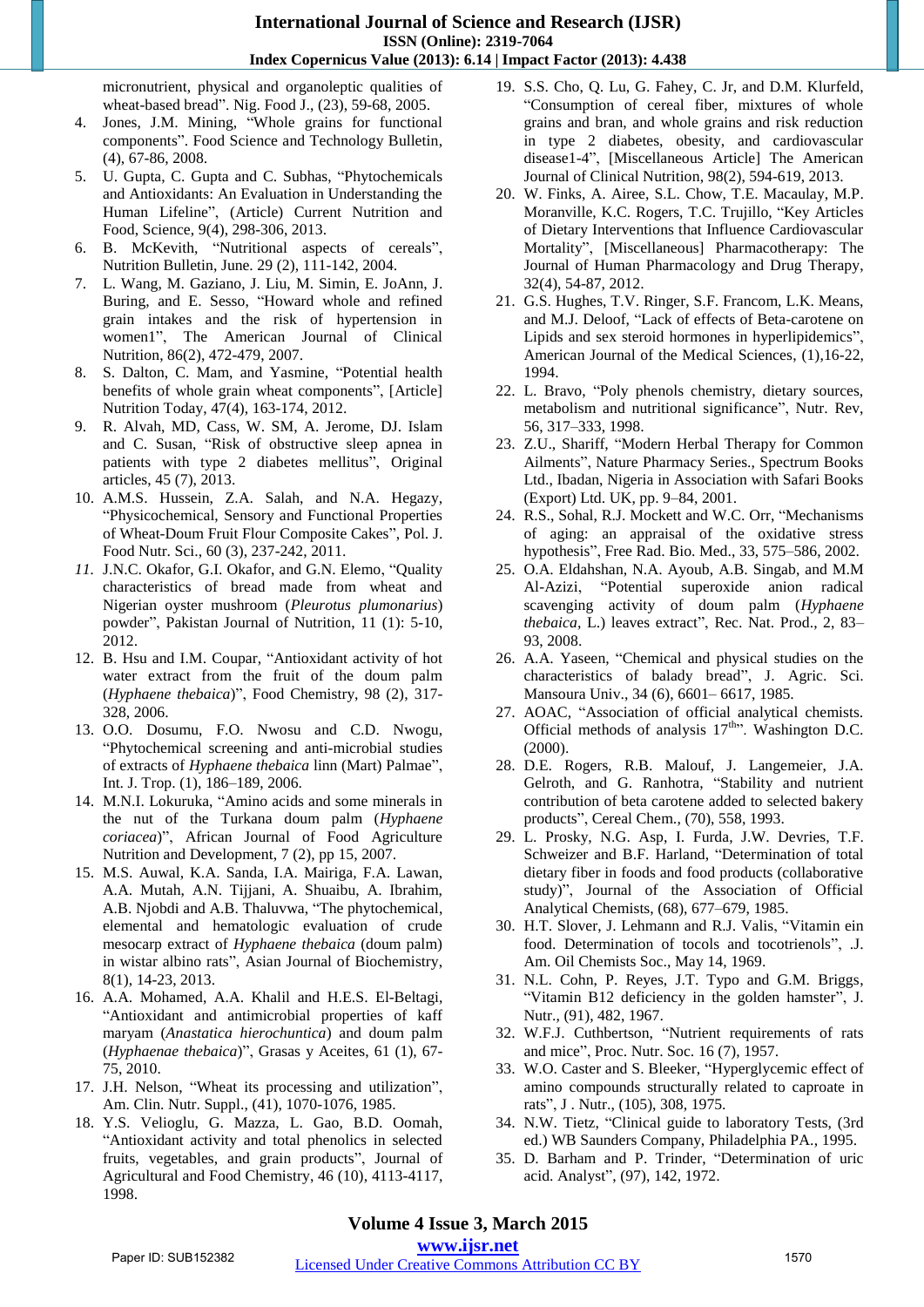micronutrient, physical and organoleptic qualities of wheat-based bread". Nig. Food J., (23), 59-68, 2005.

4. Jones, J.M. Mining, "Whole grains for functional components". Food Science and Technology Bulletin, (4), 67-86, 2008.
5. U. Gupta, C. Gupta and C. Subhas, "Phytochemicals and Antioxidants: An Evaluation in Understanding the Human Lifeline", (Article) Current Nutrition and Food, Science, 9(4), 298-306, 2013.
6. B. McKevith, "Nutritional aspects of cereals", Nutrition Bulletin, June. 29 (2), 111-142, 2004.
7. L. Wang, M. Gaziano, J. Liu, M. Simin, E. JoAnn, J. Buring, and E. Sesso, "Howard whole and refined grain intakes and the risk of hypertension in women1", The American Journal of Clinical Nutrition, 86(2), 472-479, 2007.
8. S. Dalton, C. Mam, and Yasmine, "Potential health benefits of whole grain wheat components", [Article] Nutrition Today, 47(4), 163-174, 2012.
9. R. Alvah, MD, Cass, W. SM, A. Jerome, DJ. Islam and C. Susan, "Risk of obstructive sleep apnea in patients with type 2 diabetes mellitus", Original articles, 45 (7), 2013.
10. A.M.S. Hussein, Z.A. Salah, and N.A. Hegazy, "Physicochemical, Sensory and Functional Properties of Wheat-Doum Fruit Flour Composite Cakes", Pol. J. Food Nutr. Sci., 60 (3), 237-242, 2011.
11. J.N.C. Okafor, G.I. Okafor, and G.N. Elemo, "Quality characteristics of bread made from wheat and Nigerian oyster mushroom (*Pleurotus plumonarius*) powder", Pakistan Journal of Nutrition, 11 (1): 5-10, 2012.
12. B. Hsu and I.M. Coupar, "Antioxidant activity of hot water extract from the fruit of the doum palm (*Hyphaene thebaica*)", Food Chemistry, 98 (2), 317-328, 2006.
13. O.O. Dosumu, F.O. Nwosu and C.D. Nwogu, "Phytochemical screening and anti-microbial studies of extracts of *Hyphaene thebaica* linn (Mart) Palmae", Int. J. Trop. (1), 186–189, 2006.
14. M.N.I. Lokuruka, "Amino acids and some minerals in the nut of the Turkana doum palm (*Hyphaene coriacea*)", African Journal of Food Agriculture Nutrition and Development, 7 (2), pp 15, 2007.
15. M.S. Auwal, K.A. Sanda, I.A. Mairiga, F.A. Lawan, A.A. Mutah, A.N. Tijjani, A. Shuaibu, A. Ibrahim, A.B. Njobdi and A.B. Thaluvwa, "The phytochemical, elemental and hematologic evaluation of crude mesocarp extract of *Hyphaene thebaica* (doum palm) in wistar albino rats", Asian Journal of Biochemistry, 8(1), 14-23, 2013.
16. A.A. Mohamed, A.A. Khalil and H.E.S. El-Beltagi, "Antioxidant and antimicrobial properties of kaff maryam (*Anastatica hierochuntica*) and doum palm (*Hyphaenae thebaica*)", Grasas y Aceites, 61 (1), 67-75, 2010.
17. J.H. Nelson, "Wheat its processing and utilization", Am. Clin. Nutr. Suppl., (41), 1070-1076, 1985.
18. Y.S. Velioglu, G. Mazza, L. Gao, B.D. Oomah, "Antioxidant activity and total phenolics in selected fruits, vegetables, and grain products", Journal of Agricultural and Food Chemistry, 46 (10), 4113-4117, 1998.
19. S.S. Cho, Q. Lu, G. Fahey, C. Jr, and D.M. Klurfeld, "Consumption of cereal fiber, mixtures of whole grains and bran, and whole grains and risk reduction in type 2 diabetes, obesity, and cardiovascular disease1-4", [Miscellaneous Article] The American Journal of Clinical Nutrition, 98(2), 594-619, 2013.
20. W. Finks, A. Airee, S.L. Chow, T.E. Macaulay, M.P. Moranville, K.C. Rogers, T.C. Trujillo, "Key Articles of Dietary Interventions that Influence Cardiovascular Mortality", [Miscellaneous] Pharmacotherapy: The Journal of Human Pharmacology and Drug Therapy, 32(4), 54-87, 2012.
21. G.S. Hughes, T.V. Ringer, S.F. Francom, L.K. Means, and M.J. Deloof, "Lack of effects of Beta-carotene on Lipids and sex steroid hormones in hyperlipidemics", American Journal of the Medical Sciences, (1),16-22, 1994.
22. L. Bravo, "Poly phenols chemistry, dietary sources, metabolism and nutritional significance", Nutr. Rev, 56, 317–333, 1998.
23. Z.U., Shariff, "Modern Herbal Therapy for Common Ailments", Nature Pharmacy Series., Spectrum Books Ltd., Ibadan, Nigeria in Association with Safari Books (Export) Ltd. UK, pp. 9–84, 2001.
24. S. Sohal, R.J. Mockett and W.C. Orr, "Mechanisms of aging: an appraisal of the oxidative stress hypothesis", Free Rad. Bio. Med., 33, 575–586, 2002.
25. O.A. Eldahshan, N.A. Ayoub, A.B. Singab, and M.M Al-Azizi, "Potential superoxide anion radical scavenging activity of doum palm (*Hyphaene thebaica*, L.) leaves extract", Rec. Nat. Prod., 2, 83–93, 2008.
26. A.A. Yaseen, "Chemical and physical studies on the characteristics of balady bread", J. Agric. Sci. Mansoura Univ., 34 (6), 6601– 6617, 1985.
27. AOAC, "Association of official analytical chemists. Official methods of analysis 17th". Washington D.C. (2000).
28. D.E. Rogers, R.B. Malouf, J. Langemeier, J.A. Gelroth, and G. Ranhotra, "Stability and nutrient contribution of beta carotene added to selected bakery products", Cereal Chem., (70), 558, 1993.
29. L. Prosky, N.G. Asp, I. Furda, J.W. Devries, T.F. Schweizer and B.F. Harland, "Determination of total dietary fiber in foods and food products (collaborative study)", Journal of the Association of Official Analytical Chemists, (68), 677–679, 1985.
30. H.T. Slover, J. Lehmann and R.J. Valis, "Vitamin ein food. Determination of tocols and tocotrienols", .J. Am. Oil Chemists Soc., May 14, 1969.
31. N.L. Cohn, P. Reyes, J.T. Typo and G.M. Briggs, "Vitamin B12 deficiency in the golden hamster", J. Nutr., (91), 482, 1967.
32. W.F.J. Cuthbertson, "Nutrient requirements of rats and mice", Proc. Nutr. Soc. 16 (7), 1957.
33. W.O. Caster and S. Bleeker, "Hyperglycemic effect of amino compounds structurally related to caproate in rats", J . Nutr., (105), 308, 1975.
34. N.W. Tietz, "Clinical guide to laboratory Tests, (3rd ed.) WB Saunders Company, Philadelphia PA., 1995.
35. D. Barham and P. Trinder, "Determination of uric acid. Analyst", (97), 142, 1972.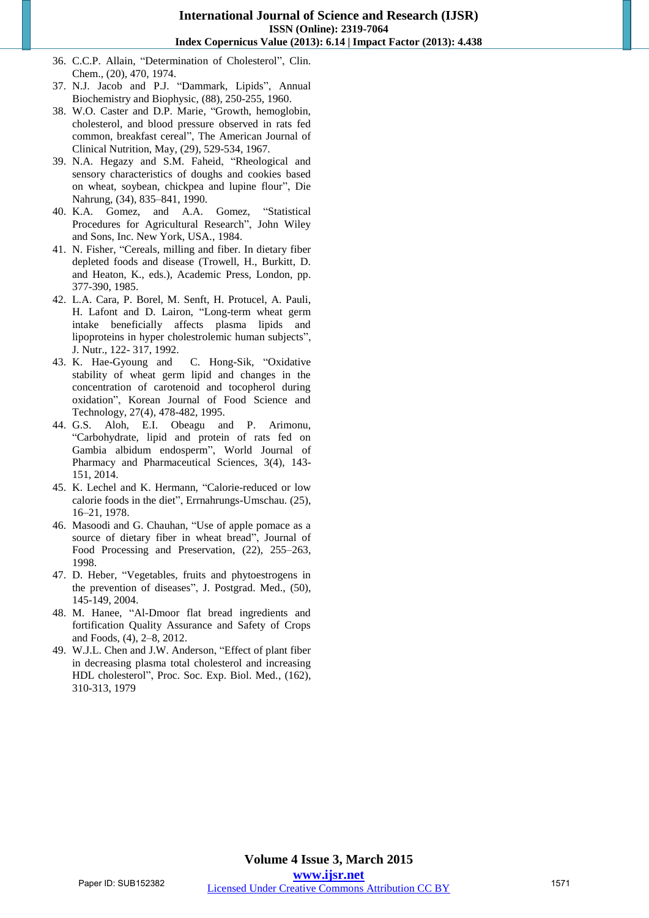36. C.C.P. Allain, "Determination of Cholesterol", Clin. Chem., (20), 470, 1974.
37. N.J. Jacob and P.J. "Dammark, Lipids", Annual Biochemistry and Biophysic, (88), 250-255, 1960.
38. W.O. Caster and D.P. Marie, "Growth, hemoglobin, cholesterol, and blood pressure observed in rats fed common, breakfast cereal", The American Journal of Clinical Nutrition, May, (29), 529-534, 1967.
39. N.A. Hegazy and S.M. Faheid, "Rheological and sensory characteristics of doughs and cookies based on wheat, soybean, chickpea and lupine flour", Die Nahrung, (34), 835–841, 1990.
40. K.A. Gomez, and A.A. Gomez, "Statistical Procedures for Agricultural Research", John Wiley and Sons, Inc. New York, USA., 1984.
41. N. Fisher, "Cereals, milling and fiber. In dietary fiber depleted foods and disease (Trowell, H., Burkitt, D. and Heaton, K., eds.), Academic Press, London, pp. 377-390, 1985.
42. L.A. Cara, P. Borel, M. Senft, H. Protucel, A. Pauli, H. Lafont and D. Lairon, "Long-term wheat germ intake beneficially affects plasma lipids and lipoproteins in hyper cholestrolemic human subjects", J. Nutr., 122- 317, 1992.
43. K. Hae-Gyoung and C. Hong-Sik, "Oxidative stability of wheat germ lipid and changes in the concentration of carotenoid and tocopherol during oxidation", Korean Journal of Food Science and Technology, 27(4), 478-482, 1995.
44. G.S. Aloh, E.I. Obeagu and P. Arimonu, "Carbohydrate, lipid and protein of rats fed on Gambia albidum endosperm", World Journal of Pharmacy and Pharmaceutical Sciences, 3(4), 143-151, 2014.
45. K. Lechel and K. Hermann, "Calorie-reduced or low calorie foods in the diet", Errnahrungs-Umschau. (25), 16–21, 1978.
46. Masoodi and G. Chauhan, "Use of apple pomace as a source of dietary fiber in wheat bread", Journal of Food Processing and Preservation, (22), 255–263, 1998.
47. D. Heber, "Vegetables, fruits and phytoestrogens in the prevention of diseases", J. Postgrad. Med., (50), 145-149, 2004.
48. M. Hanee, "Al-Dmoor flat bread ingredients and fortification Quality Assurance and Safety of Crops and Foods, (4), 2–8, 2012.
49. W.J.L. Chen and J.W. Anderson, "Effect of plant fiber in decreasing plasma total cholesterol and increasing HDL cholesterol", Proc. Soc. Exp. Biol. Med., (162), 310-313, 1979